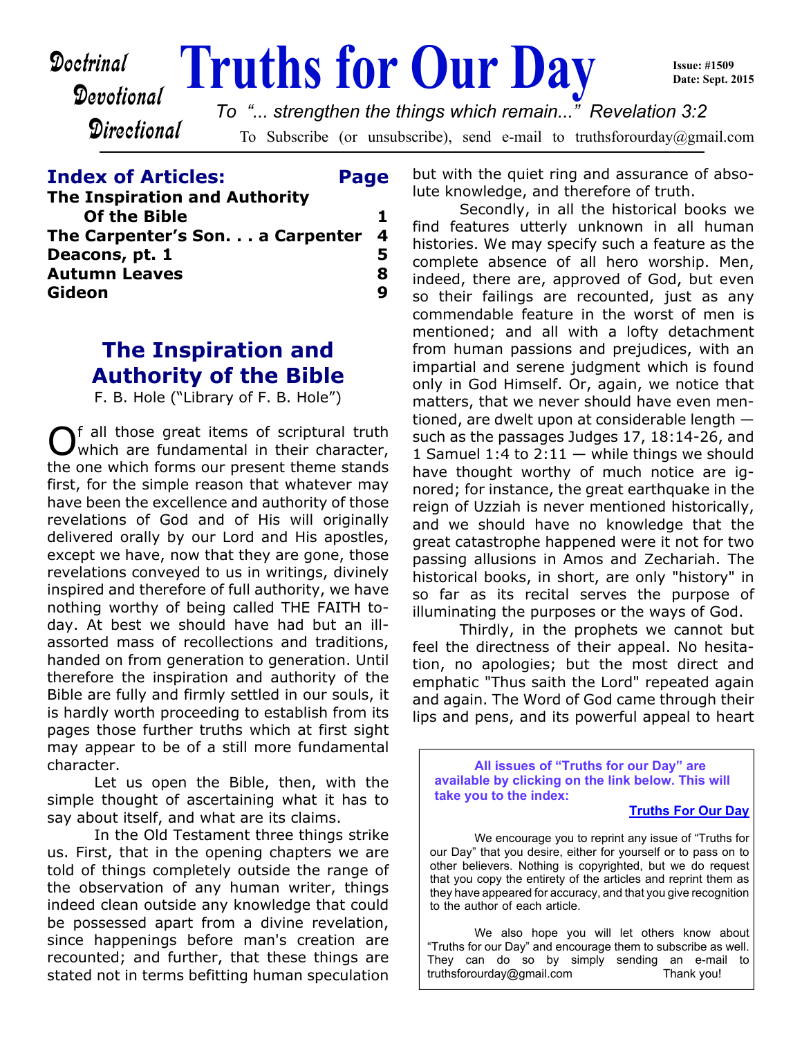Doctrinal
Devotional
Directional

# Truths for Our Day

Issue: #1509
Date: Sept. 2015

*To "... strengthen the things which remain..." Revelation 3:2*

To Subscribe (or unsubscribe), send e-mail to truthsforourday@gmail.com

## Index of Articles:

| Article | Page |
|---|---|
| The Inspiration and Authority Of the Bible | 1 |
| The Carpenter's Son. . . a Carpenter | 4 |
| Deacons, pt. 1 | 5 |
| Autumn Leaves | 8 |
| Gideon | 9 |

## The Inspiration and Authority of the Bible

F. B. Hole ("Library of F. B. Hole")

Of all those great items of scriptural truth which are fundamental in their character, the one which forms our present theme stands first, for the simple reason that whatever may have been the excellence and authority of those revelations of God and of His will originally delivered orally by our Lord and His apostles, except we have, now that they are gone, those revelations conveyed to us in writings, divinely inspired and therefore of full authority, we have nothing worthy of being called THE FAITH today. At best we should have had but an ill-assorted mass of recollections and traditions, handed on from generation to generation. Until therefore the inspiration and authority of the Bible are fully and firmly settled in our souls, it is hardly worth proceeding to establish from its pages those further truths which at first sight may appear to be of a still more fundamental character.

Let us open the Bible, then, with the simple thought of ascertaining what it has to say about itself, and what are its claims.

In the Old Testament three things strike us. First, that in the opening chapters we are told of things completely outside the range of the observation of any human writer, things indeed clean outside any knowledge that could be possessed apart from a divine revelation, since happenings before man's creation are recounted; and further, that these things are stated not in terms befitting human speculation but with the quiet ring and assurance of absolute knowledge, and therefore of truth.

Secondly, in all the historical books we find features utterly unknown in all human histories. We may specify such a feature as the complete absence of all hero worship. Men, indeed, there are, approved of God, but even so their failings are recounted, just as any commendable feature in the worst of men is mentioned; and all with a lofty detachment from human passions and prejudices, with an impartial and serene judgment which is found only in God Himself. Or, again, we notice that matters, that we never should have even mentioned, are dwelt upon at considerable length — such as the passages Judges 17, 18:14-26, and 1 Samuel 1:4 to 2:11 — while things we should have thought worthy of much notice are ignored; for instance, the great earthquake in the reign of Uzziah is never mentioned historically, and we should have no knowledge that the great catastrophe happened were it not for two passing allusions in Amos and Zechariah. The historical books, in short, are only "history" in so far as its recital serves the purpose of illuminating the purposes or the ways of God.

Thirdly, in the prophets we cannot but feel the directness of their appeal. No hesitation, no apologies; but the most direct and emphatic "Thus saith the Lord" repeated again and again. The Word of God came through their lips and pens, and its powerful appeal to heart

---

**All issues of "Truths for our Day" are available by clicking on the link below. This will take you to the index:**

**Truths For Our Day**

We encourage you to reprint any issue of "Truths for our Day" that you desire, either for yourself or to pass on to other believers. Nothing is copyrighted, but we do request that you copy the entirety of the articles and reprint them as they have appeared for accuracy, and that you give recognition to the author of each article.

We also hope you will let others know about "Truths for our Day" and encourage them to subscribe as well. They can do so by simply sending an e-mail to truthsforourday@gmail.com Thank you!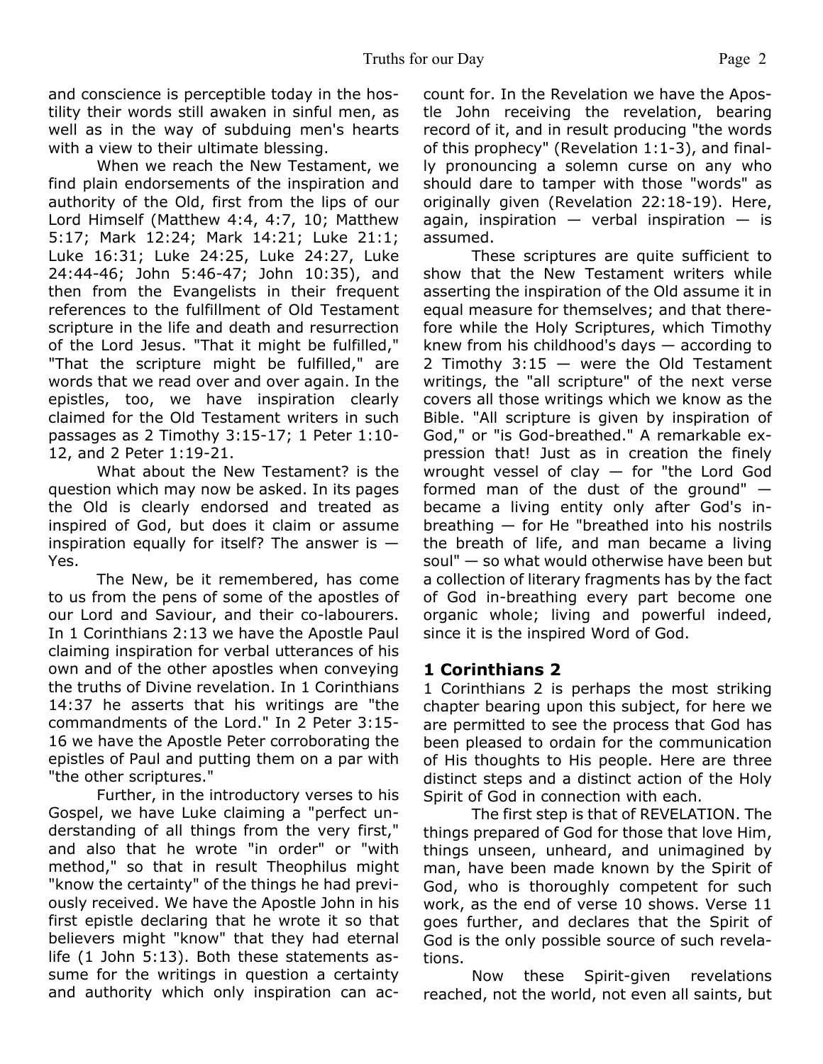and conscience is perceptible today in the hostility their words still awaken in sinful men, as well as in the way of subduing men's hearts with a view to their ultimate blessing.

When we reach the New Testament, we find plain endorsements of the inspiration and authority of the Old, first from the lips of our Lord Himself (Matthew 4:4, 4:7, 10; Matthew 5:17; Mark 12:24; Mark 14:21; Luke 21:1; Luke 16:31; Luke 24:25, Luke 24:27, Luke 24:44-46; John 5:46-47; John 10:35), and then from the Evangelists in their frequent references to the fulfillment of Old Testament scripture in the life and death and resurrection of the Lord Jesus. "That it might be fulfilled," "That the scripture might be fulfilled," are words that we read over and over again. In the epistles, too, we have inspiration clearly claimed for the Old Testament writers in such passages as 2 Timothy 3:15-17; 1 Peter 1:10-12, and 2 Peter 1:19-21.

What about the New Testament? is the question which may now be asked. In its pages the Old is clearly endorsed and treated as inspired of God, but does it claim or assume inspiration equally for itself? The answer is — Yes.

The New, be it remembered, has come to us from the pens of some of the apostles of our Lord and Saviour, and their co-labourers. In 1 Corinthians 2:13 we have the Apostle Paul claiming inspiration for verbal utterances of his own and of the other apostles when conveying the truths of Divine revelation. In 1 Corinthians 14:37 he asserts that his writings are "the commandments of the Lord." In 2 Peter 3:15-16 we have the Apostle Peter corroborating the epistles of Paul and putting them on a par with "the other scriptures."

Further, in the introductory verses to his Gospel, we have Luke claiming a "perfect understanding of all things from the very first," and also that he wrote "in order" or "with method," so that in result Theophilus might "know the certainty" of the things he had previously received. We have the Apostle John in his first epistle declaring that he wrote it so that believers might "know" that they had eternal life (1 John 5:13). Both these statements assume for the writings in question a certainty and authority which only inspiration can account for. In the Revelation we have the Apostle John receiving the revelation, bearing record of it, and in result producing "the words of this prophecy" (Revelation 1:1-3), and finally pronouncing a solemn curse on any who should dare to tamper with those "words" as originally given (Revelation 22:18-19). Here, again, inspiration — verbal inspiration — is assumed.

These scriptures are quite sufficient to show that the New Testament writers while asserting the inspiration of the Old assume it in equal measure for themselves; and that therefore while the Holy Scriptures, which Timothy knew from his childhood's days — according to 2 Timothy 3:15 — were the Old Testament writings, the "all scripture" of the next verse covers all those writings which we know as the Bible. "All scripture is given by inspiration of God," or "is God-breathed." A remarkable expression that! Just as in creation the finely wrought vessel of clay — for "the Lord God formed man of the dust of the ground" — became a living entity only after God's in-breathing — for He "breathed into his nostrils the breath of life, and man became a living soul" — so what would otherwise have been but a collection of literary fragments has by the fact of God in-breathing every part become one organic whole; living and powerful indeed, since it is the inspired Word of God.

## 1 Corinthians 2

1 Corinthians 2 is perhaps the most striking chapter bearing upon this subject, for here we are permitted to see the process that God has been pleased to ordain for the communication of His thoughts to His people. Here are three distinct steps and a distinct action of the Holy Spirit of God in connection with each.

The first step is that of REVELATION. The things prepared of God for those that love Him, things unseen, unheard, and unimagined by man, have been made known by the Spirit of God, who is thoroughly competent for such work, as the end of verse 10 shows. Verse 11 goes further, and declares that the Spirit of God is the only possible source of such revelations.

Now these Spirit-given revelations reached, not the world, not even all saints, but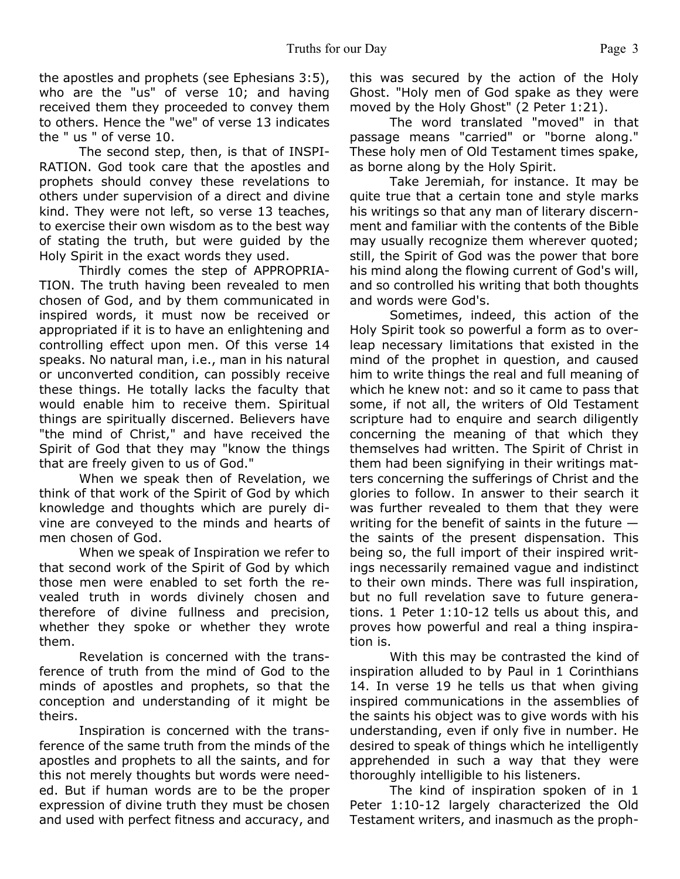the apostles and prophets (see Ephesians 3:5), who are the "us" of verse 10; and having received them they proceeded to convey them to others. Hence the "we" of verse 13 indicates the " us " of verse 10.

The second step, then, is that of INSPIRATION. God took care that the apostles and prophets should convey these revelations to others under supervision of a direct and divine kind. They were not left, so verse 13 teaches, to exercise their own wisdom as to the best way of stating the truth, but were guided by the Holy Spirit in the exact words they used.

Thirdly comes the step of APPROPRIATION. The truth having been revealed to men chosen of God, and by them communicated in inspired words, it must now be received or appropriated if it is to have an enlightening and controlling effect upon men. Of this verse 14 speaks. No natural man, i.e., man in his natural or unconverted condition, can possibly receive these things. He totally lacks the faculty that would enable him to receive them. Spiritual things are spiritually discerned. Believers have "the mind of Christ," and have received the Spirit of God that they may "know the things that are freely given to us of God."

When we speak then of Revelation, we think of that work of the Spirit of God by which knowledge and thoughts which are purely divine are conveyed to the minds and hearts of men chosen of God.

When we speak of Inspiration we refer to that second work of the Spirit of God by which those men were enabled to set forth the revealed truth in words divinely chosen and therefore of divine fullness and precision, whether they spoke or whether they wrote them.

Revelation is concerned with the transference of truth from the mind of God to the minds of apostles and prophets, so that the conception and understanding of it might be theirs.

Inspiration is concerned with the transference of the same truth from the minds of the apostles and prophets to all the saints, and for this not merely thoughts but words were needed. But if human words are to be the proper expression of divine truth they must be chosen and used with perfect fitness and accuracy, and this was secured by the action of the Holy Ghost. "Holy men of God spake as they were moved by the Holy Ghost" (2 Peter 1:21).

The word translated "moved" in that passage means "carried" or "borne along." These holy men of Old Testament times spake, as borne along by the Holy Spirit.

Take Jeremiah, for instance. It may be quite true that a certain tone and style marks his writings so that any man of literary discernment and familiar with the contents of the Bible may usually recognize them wherever quoted; still, the Spirit of God was the power that bore his mind along the flowing current of God's will, and so controlled his writing that both thoughts and words were God's.

Sometimes, indeed, this action of the Holy Spirit took so powerful a form as to overleap necessary limitations that existed in the mind of the prophet in question, and caused him to write things the real and full meaning of which he knew not: and so it came to pass that some, if not all, the writers of Old Testament scripture had to enquire and search diligently concerning the meaning of that which they themselves had written. The Spirit of Christ in them had been signifying in their writings matters concerning the sufferings of Christ and the glories to follow. In answer to their search it was further revealed to them that they were writing for the benefit of saints in the future — the saints of the present dispensation. This being so, the full import of their inspired writings necessarily remained vague and indistinct to their own minds. There was full inspiration, but no full revelation save to future generations. 1 Peter 1:10-12 tells us about this, and proves how powerful and real a thing inspiration is.

With this may be contrasted the kind of inspiration alluded to by Paul in 1 Corinthians 14. In verse 19 he tells us that when giving inspired communications in the assemblies of the saints his object was to give words with his understanding, even if only five in number. He desired to speak of things which he intelligently apprehended in such a way that they were thoroughly intelligible to his listeners.

The kind of inspiration spoken of in 1 Peter 1:10-12 largely characterized the Old Testament writers, and inasmuch as the proph-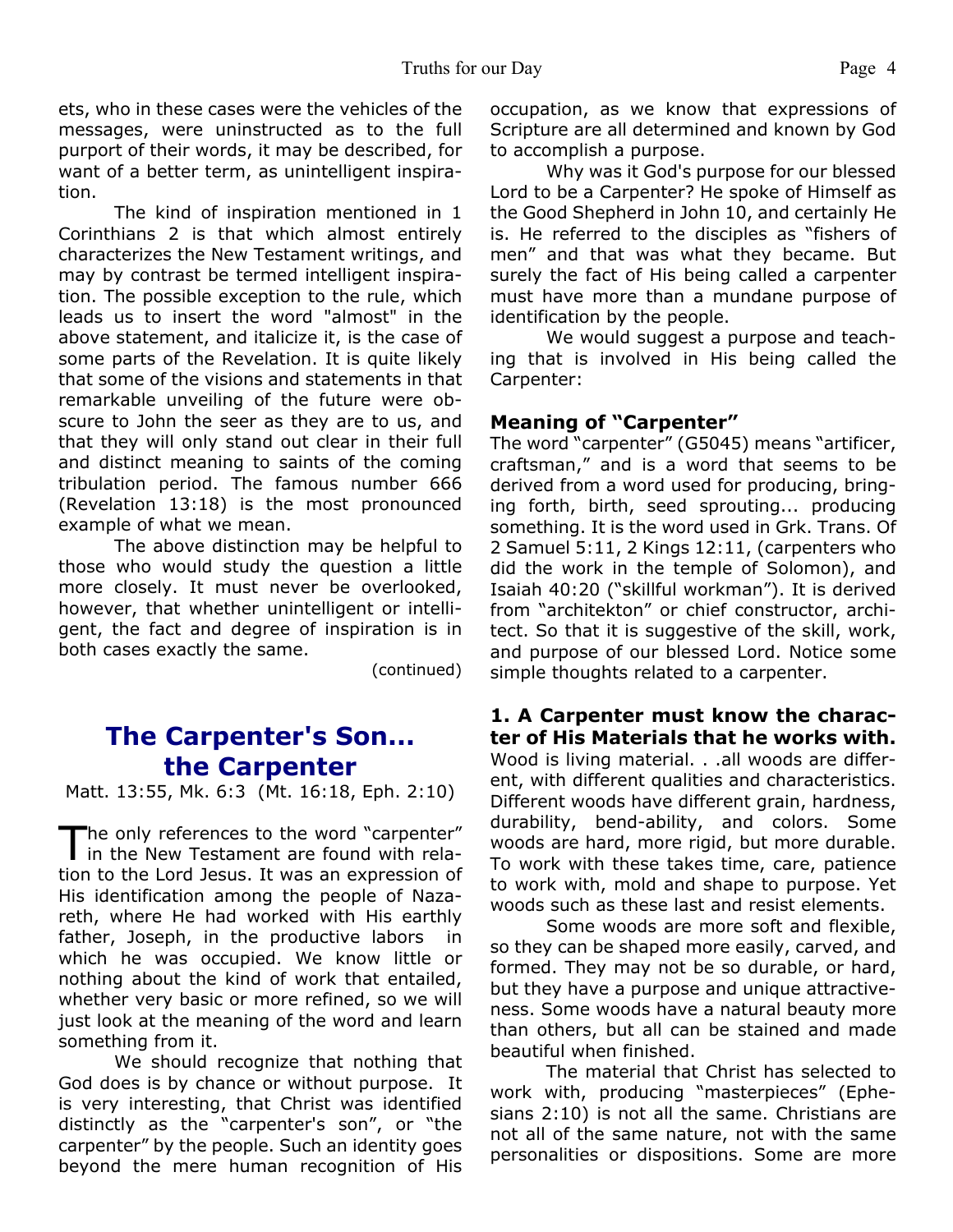ets, who in these cases were the vehicles of the messages, were uninstructed as to the full purport of their words, it may be described, for want of a better term, as unintelligent inspiration.

The kind of inspiration mentioned in 1 Corinthians 2 is that which almost entirely characterizes the New Testament writings, and may by contrast be termed intelligent inspiration. The possible exception to the rule, which leads us to insert the word "almost" in the above statement, and italicize it, is the case of some parts of the Revelation. It is quite likely that some of the visions and statements in that remarkable unveiling of the future were obscure to John the seer as they are to us, and that they will only stand out clear in their full and distinct meaning to saints of the coming tribulation period. The famous number 666 (Revelation 13:18) is the most pronounced example of what we mean.

The above distinction may be helpful to those who would study the question a little more closely. It must never be overlooked, however, that whether unintelligent or intelligent, the fact and degree of inspiration is in both cases exactly the same.

(continued)

## The Carpenter's Son... the Carpenter

Matt. 13:55, Mk. 6:3 (Mt. 16:18, Eph. 2:10)

The only references to the word "carpenter" in the New Testament are found with relation to the Lord Jesus. It was an expression of His identification among the people of Nazareth, where He had worked with His earthly father, Joseph, in the productive labors in which he was occupied. We know little or nothing about the kind of work that entailed, whether very basic or more refined, so we will just look at the meaning of the word and learn something from it.

We should recognize that nothing that God does is by chance or without purpose. It is very interesting, that Christ was identified distinctly as the "carpenter's son", or "the carpenter" by the people. Such an identity goes beyond the mere human recognition of His occupation, as we know that expressions of Scripture are all determined and known by God to accomplish a purpose.

Why was it God's purpose for our blessed Lord to be a Carpenter? He spoke of Himself as the Good Shepherd in John 10, and certainly He is. He referred to the disciples as "fishers of men" and that was what they became. But surely the fact of His being called a carpenter must have more than a mundane purpose of identification by the people.

We would suggest a purpose and teaching that is involved in His being called the Carpenter:

### Meaning of "Carpenter"

The word "carpenter" (G5045) means "artificer, craftsman," and is a word that seems to be derived from a word used for producing, bringing forth, birth, seed sprouting... producing something. It is the word used in Grk. Trans. Of 2 Samuel 5:11, 2 Kings 12:11, (carpenters who did the work in the temple of Solomon), and Isaiah 40:20 ("skillful workman"). It is derived from "architekton" or chief constructor, architect. So that it is suggestive of the skill, work, and purpose of our blessed Lord. Notice some simple thoughts related to a carpenter.

### 1. A Carpenter must know the character of His Materials that he works with.

Wood is living material. . .all woods are different, with different qualities and characteristics. Different woods have different grain, hardness, durability, bend-ability, and colors. Some woods are hard, more rigid, but more durable. To work with these takes time, care, patience to work with, mold and shape to purpose. Yet woods such as these last and resist elements.

Some woods are more soft and flexible, so they can be shaped more easily, carved, and formed. They may not be so durable, or hard, but they have a purpose and unique attractiveness. Some woods have a natural beauty more than others, but all can be stained and made beautiful when finished.

The material that Christ has selected to work with, producing "masterpieces" (Ephesians 2:10) is not all the same. Christians are not all of the same nature, not with the same personalities or dispositions. Some are more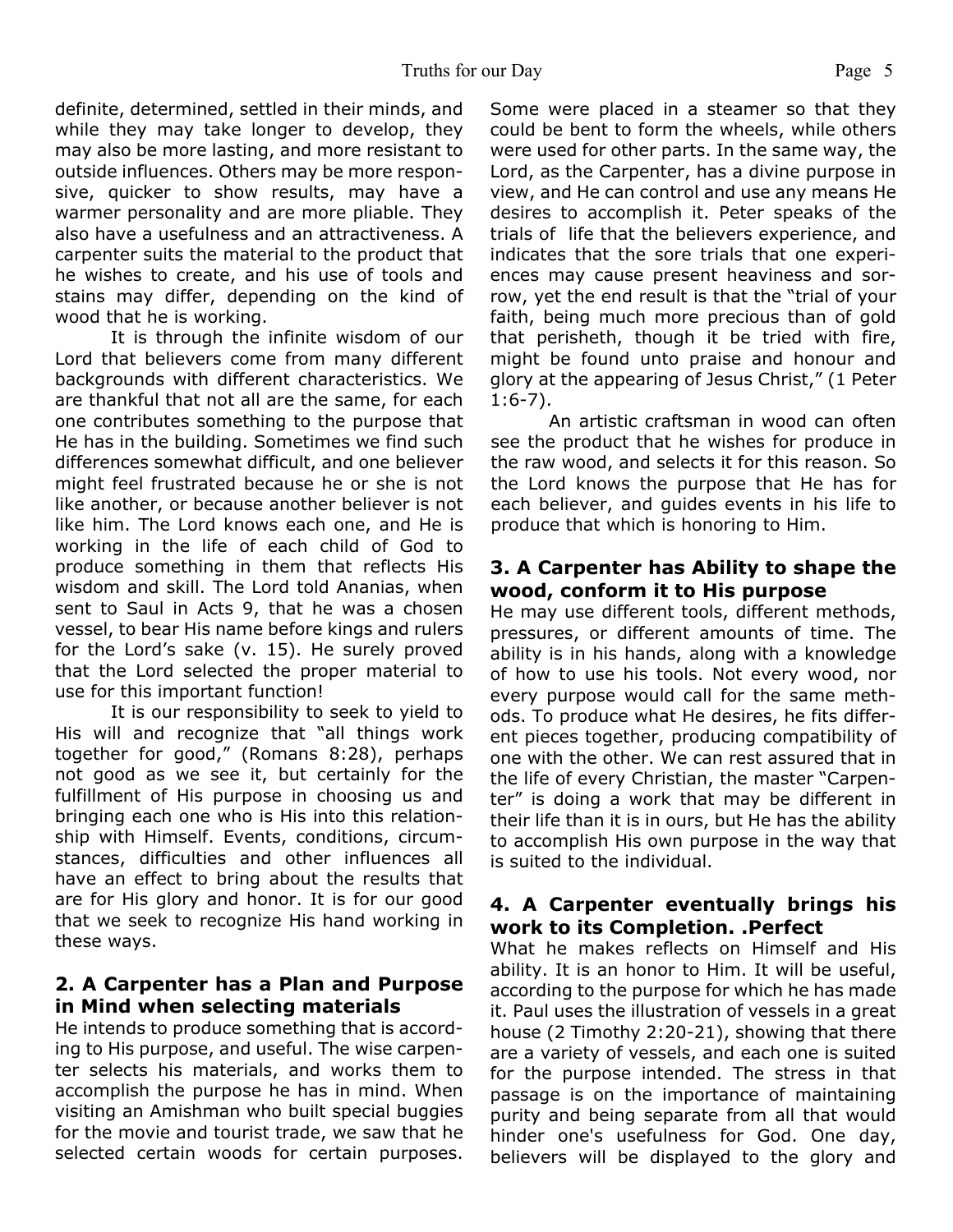definite, determined, settled in their minds, and while they may take longer to develop, they may also be more lasting, and more resistant to outside influences. Others may be more responsive, quicker to show results, may have a warmer personality and are more pliable. They also have a usefulness and an attractiveness. A carpenter suits the material to the product that he wishes to create, and his use of tools and stains may differ, depending on the kind of wood that he is working.

It is through the infinite wisdom of our Lord that believers come from many different backgrounds with different characteristics. We are thankful that not all are the same, for each one contributes something to the purpose that He has in the building. Sometimes we find such differences somewhat difficult, and one believer might feel frustrated because he or she is not like another, or because another believer is not like him. The Lord knows each one, and He is working in the life of each child of God to produce something in them that reflects His wisdom and skill. The Lord told Ananias, when sent to Saul in Acts 9, that he was a chosen vessel, to bear His name before kings and rulers for the Lord's sake (v. 15). He surely proved that the Lord selected the proper material to use for this important function!

It is our responsibility to seek to yield to His will and recognize that "all things work together for good," (Romans 8:28), perhaps not good as we see it, but certainly for the fulfillment of His purpose in choosing us and bringing each one who is His into this relationship with Himself. Events, conditions, circumstances, difficulties and other influences all have an effect to bring about the results that are for His glory and honor. It is for our good that we seek to recognize His hand working in these ways.

### 2. A Carpenter has a Plan and Purpose in Mind when selecting materials

He intends to produce something that is according to His purpose, and useful. The wise carpenter selects his materials, and works them to accomplish the purpose he has in mind. When visiting an Amishman who built special buggies for the movie and tourist trade, we saw that he selected certain woods for certain purposes. Some were placed in a steamer so that they could be bent to form the wheels, while others were used for other parts. In the same way, the Lord, as the Carpenter, has a divine purpose in view, and He can control and use any means He desires to accomplish it. Peter speaks of the trials of life that the believers experience, and indicates that the sore trials that one experiences may cause present heaviness and sorrow, yet the end result is that the "trial of your faith, being much more precious than of gold that perisheth, though it be tried with fire, might be found unto praise and honour and glory at the appearing of Jesus Christ," (1 Peter 1:6-7).

An artistic craftsman in wood can often see the product that he wishes for produce in the raw wood, and selects it for this reason. So the Lord knows the purpose that He has for each believer, and guides events in his life to produce that which is honoring to Him.

### 3. A Carpenter has Ability to shape the wood, conform it to His purpose

He may use different tools, different methods, pressures, or different amounts of time. The ability is in his hands, along with a knowledge of how to use his tools. Not every wood, nor every purpose would call for the same methods. To produce what He desires, he fits different pieces together, producing compatibility of one with the other. We can rest assured that in the life of every Christian, the master "Carpenter" is doing a work that may be different in their life than it is in ours, but He has the ability to accomplish His own purpose in the way that is suited to the individual.

### 4. A Carpenter eventually brings his work to its Completion. .Perfect

What he makes reflects on Himself and His ability. It is an honor to Him. It will be useful, according to the purpose for which he has made it. Paul uses the illustration of vessels in a great house (2 Timothy 2:20-21), showing that there are a variety of vessels, and each one is suited for the purpose intended. The stress in that passage is on the importance of maintaining purity and being separate from all that would hinder one's usefulness for God. One day, believers will be displayed to the glory and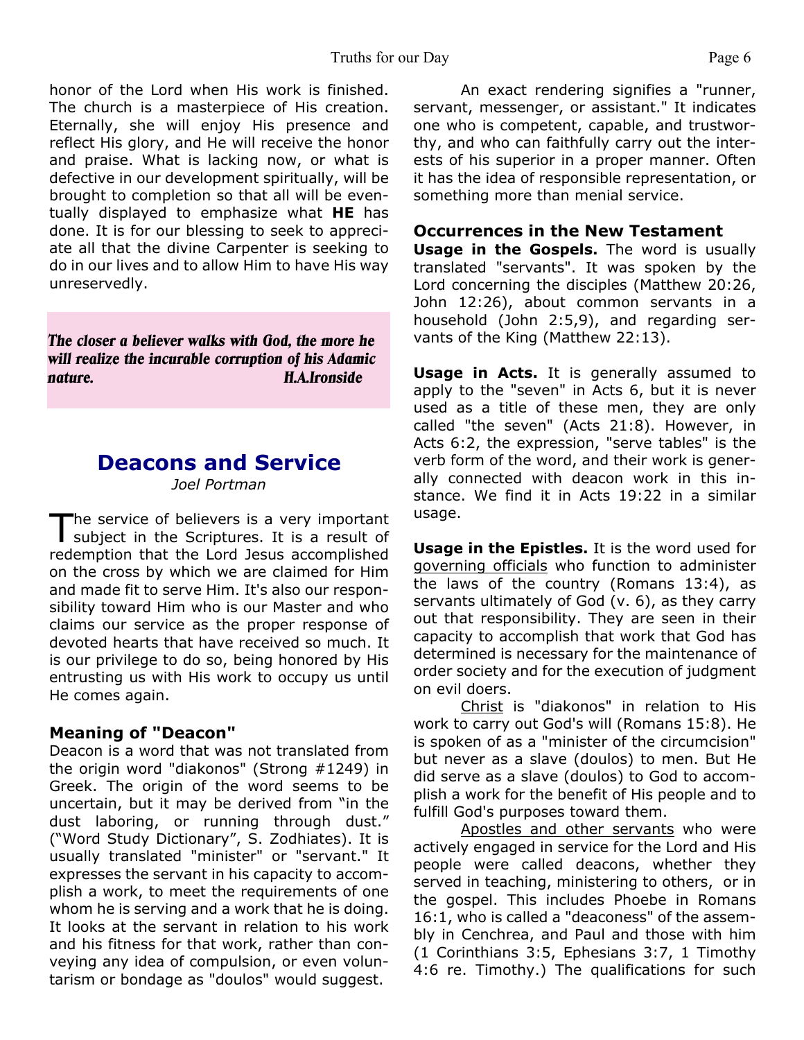honor of the Lord when His work is finished. The church is a masterpiece of His creation. Eternally, she will enjoy His presence and reflect His glory, and He will receive the honor and praise. What is lacking now, or what is defective in our development spiritually, will be brought to completion so that all will be eventually displayed to emphasize what **HE** has done. It is for our blessing to seek to appreciate all that the divine Carpenter is seeking to do in our lives and to allow Him to have His way unreservedly.

***The closer a believer walks with God, the more he will realize the incurable corruption of his Adamic nature.*** ***H.A.Ironside***

# Deacons and Service

*Joel Portman*

The service of believers is a very important subject in the Scriptures. It is a result of redemption that the Lord Jesus accomplished on the cross by which we are claimed for Him and made fit to serve Him. It's also our responsibility toward Him who is our Master and who claims our service as the proper response of devoted hearts that have received so much. It is our privilege to do so, being honored by His entrusting us with His work to occupy us until He comes again.

### Meaning of "Deacon"

Deacon is a word that was not translated from the origin word "diakonos" (Strong #1249) in Greek. The origin of the word seems to be uncertain, but it may be derived from "in the dust laboring, or running through dust." ("Word Study Dictionary", S. Zodhiates). It is usually translated "minister" or "servant." It expresses the servant in his capacity to accomplish a work, to meet the requirements of one whom he is serving and a work that he is doing. It looks at the servant in relation to his work and his fitness for that work, rather than conveying any idea of compulsion, or even voluntarism or bondage as "doulos" would suggest.

An exact rendering signifies a "runner, servant, messenger, or assistant." It indicates one who is competent, capable, and trustworthy, and who can faithfully carry out the interests of his superior in a proper manner. Often it has the idea of responsible representation, or something more than menial service.

### Occurrences in the New Testament

**Usage in the Gospels.** The word is usually translated "servants". It was spoken by the Lord concerning the disciples (Matthew 20:26, John 12:26), about common servants in a household (John 2:5,9), and regarding servants of the King (Matthew 22:13).

**Usage in Acts.** It is generally assumed to apply to the "seven" in Acts 6, but it is never used as a title of these men, they are only called "the seven" (Acts 21:8). However, in Acts 6:2, the expression, "serve tables" is the verb form of the word, and their work is generally connected with deacon work in this instance. We find it in Acts 19:22 in a similar usage.

**Usage in the Epistles.** It is the word used for <u>governing officials</u> who function to administer the laws of the country (Romans 13:4), as servants ultimately of God (v. 6), as they carry out that responsibility. They are seen in their capacity to accomplish that work that God has determined is necessary for the maintenance of order society and for the execution of judgment on evil doers.

<u>Christ</u> is "diakonos" in relation to His work to carry out God's will (Romans 15:8). He is spoken of as a "minister of the circumcision" but never as a slave (doulos) to men. But He did serve as a slave (doulos) to God to accomplish a work for the benefit of His people and to fulfill God's purposes toward them.

<u>Apostles and other servants</u> who were actively engaged in service for the Lord and His people were called deacons, whether they served in teaching, ministering to others, or in the gospel. This includes Phoebe in Romans 16:1, who is called a "deaconess" of the assembly in Cenchrea, and Paul and those with him (1 Corinthians 3:5, Ephesians 3:7, 1 Timothy 4:6 re. Timothy.) The qualifications for such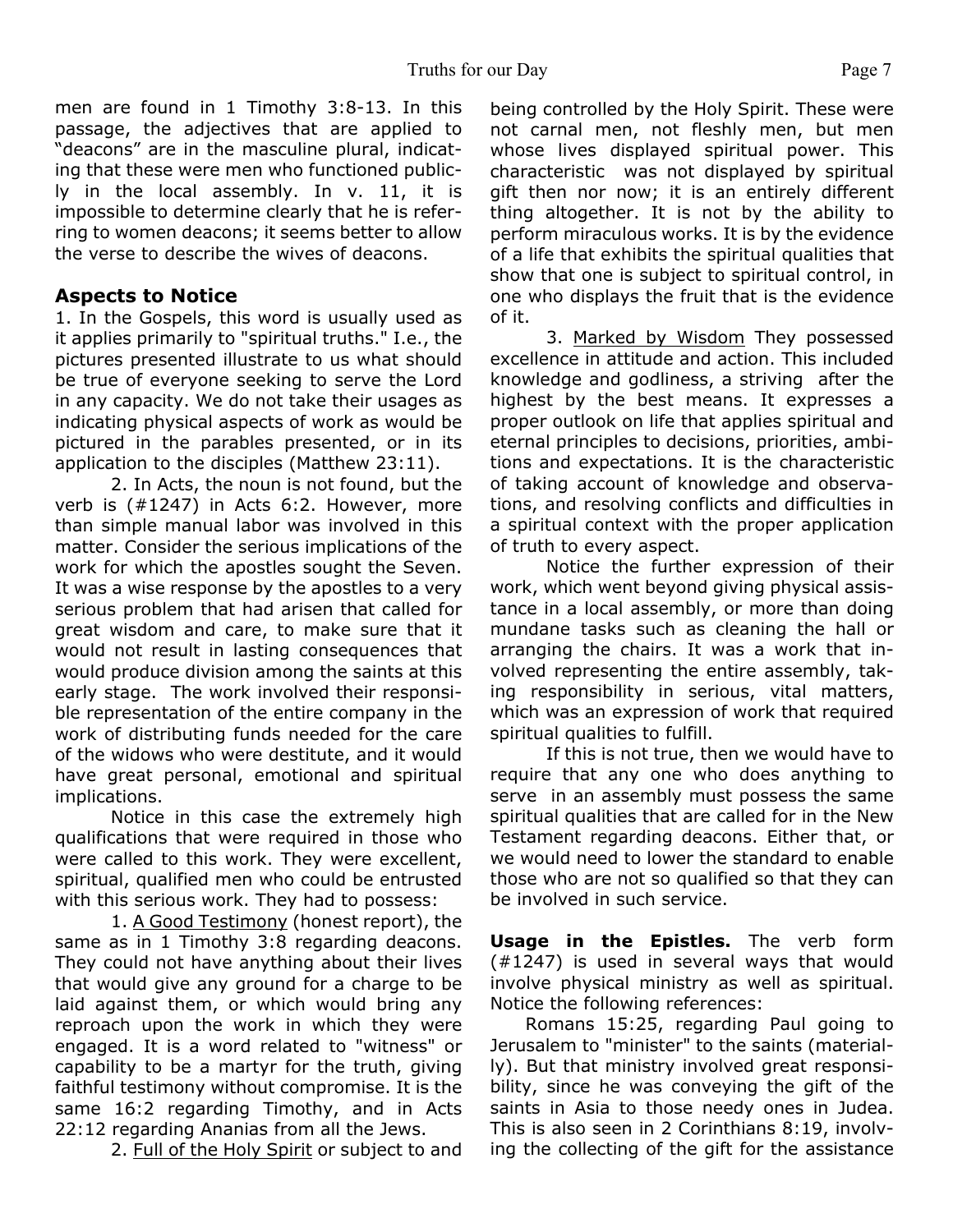men are found in 1 Timothy 3:8-13. In this passage, the adjectives that are applied to "deacons" are in the masculine plural, indicating that these were men who functioned publicly in the local assembly. In v. 11, it is impossible to determine clearly that he is referring to women deacons; it seems better to allow the verse to describe the wives of deacons.

### Aspects to Notice

1. In the Gospels, this word is usually used as it applies primarily to "spiritual truths." I.e., the pictures presented illustrate to us what should be true of everyone seeking to serve the Lord in any capacity. We do not take their usages as indicating physical aspects of work as would be pictured in the parables presented, or in its application to the disciples (Matthew 23:11).

2. In Acts, the noun is not found, but the verb is (#1247) in Acts 6:2. However, more than simple manual labor was involved in this matter. Consider the serious implications of the work for which the apostles sought the Seven. It was a wise response by the apostles to a very serious problem that had arisen that called for great wisdom and care, to make sure that it would not result in lasting consequences that would produce division among the saints at this early stage. The work involved their responsible representation of the entire company in the work of distributing funds needed for the care of the widows who were destitute, and it would have great personal, emotional and spiritual implications.

Notice in this case the extremely high qualifications that were required in those who were called to this work. They were excellent, spiritual, qualified men who could be entrusted with this serious work. They had to possess:

1. A Good Testimony (honest report), the same as in 1 Timothy 3:8 regarding deacons. They could not have anything about their lives that would give any ground for a charge to be laid against them, or which would bring any reproach upon the work in which they were engaged. It is a word related to "witness" or capability to be a martyr for the truth, giving faithful testimony without compromise. It is the same 16:2 regarding Timothy, and in Acts 22:12 regarding Ananias from all the Jews.

2. Full of the Holy Spirit or subject to and being controlled by the Holy Spirit. These were not carnal men, not fleshly men, but men whose lives displayed spiritual power. This characteristic was not displayed by spiritual gift then nor now; it is an entirely different thing altogether. It is not by the ability to perform miraculous works. It is by the evidence of a life that exhibits the spiritual qualities that show that one is subject to spiritual control, in one who displays the fruit that is the evidence of it.

3. Marked by Wisdom They possessed excellence in attitude and action. This included knowledge and godliness, a striving after the highest by the best means. It expresses a proper outlook on life that applies spiritual and eternal principles to decisions, priorities, ambitions and expectations. It is the characteristic of taking account of knowledge and observations, and resolving conflicts and difficulties in a spiritual context with the proper application of truth to every aspect.

Notice the further expression of their work, which went beyond giving physical assistance in a local assembly, or more than doing mundane tasks such as cleaning the hall or arranging the chairs. It was a work that involved representing the entire assembly, taking responsibility in serious, vital matters, which was an expression of work that required spiritual qualities to fulfill.

If this is not true, then we would have to require that any one who does anything to serve in an assembly must possess the same spiritual qualities that are called for in the New Testament regarding deacons. Either that, or we would need to lower the standard to enable those who are not so qualified so that they can be involved in such service.

**Usage in the Epistles.** The verb form (#1247) is used in several ways that would involve physical ministry as well as spiritual. Notice the following references:

Romans 15:25, regarding Paul going to Jerusalem to "minister" to the saints (materially). But that ministry involved great responsibility, since he was conveying the gift of the saints in Asia to those needy ones in Judea. This is also seen in 2 Corinthians 8:19, involving the collecting of the gift for the assistance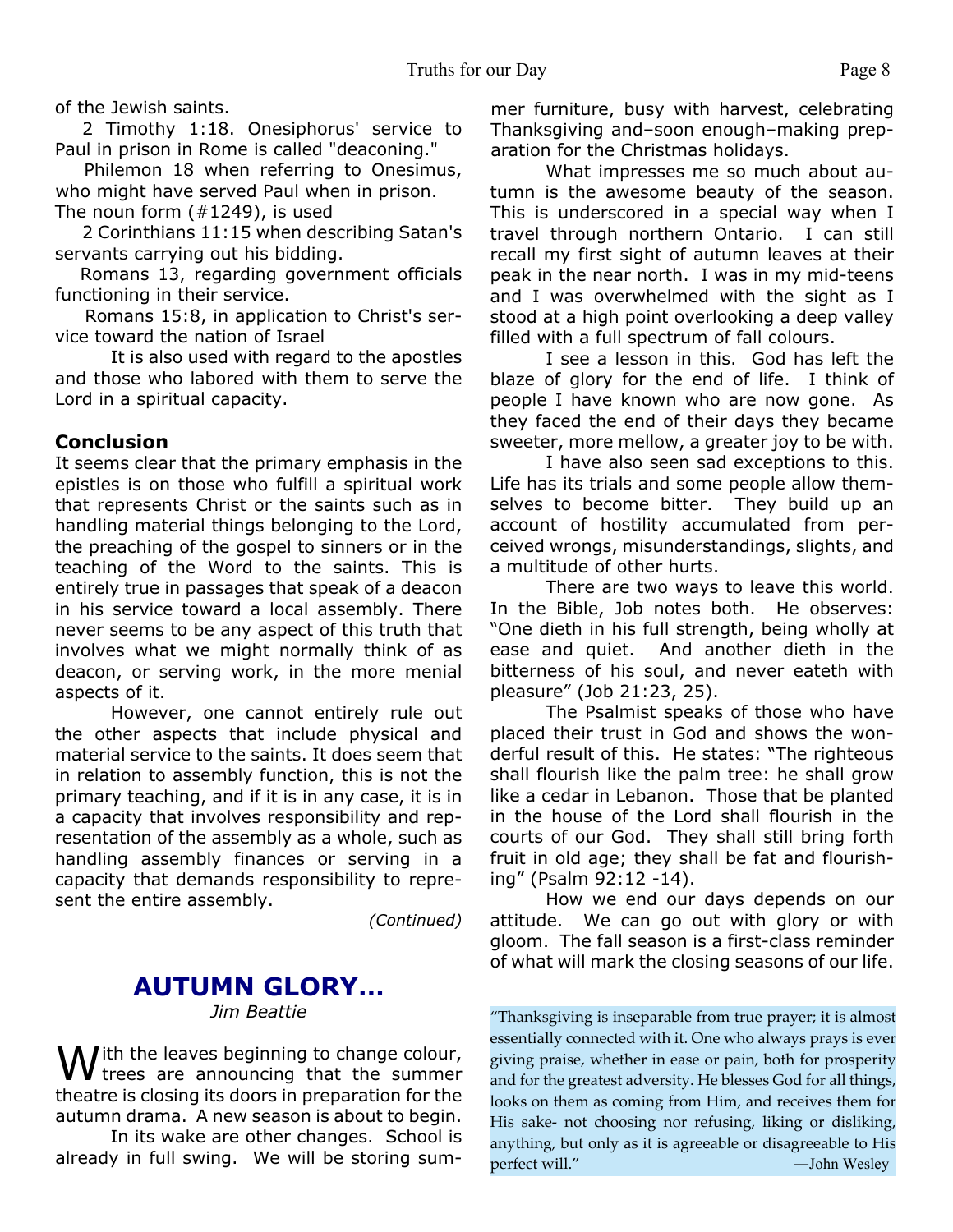of the Jewish saints.

2 Timothy 1:18. Onesiphorus' service to Paul in prison in Rome is called "deaconing."

Philemon 18 when referring to Onesimus, who might have served Paul when in prison.

The noun form (#1249), is used

2 Corinthians 11:15 when describing Satan's servants carrying out his bidding.

Romans 13, regarding government officials functioning in their service.

Romans 15:8, in application to Christ's service toward the nation of Israel

It is also used with regard to the apostles and those who labored with them to serve the Lord in a spiritual capacity.

### Conclusion

It seems clear that the primary emphasis in the epistles is on those who fulfill a spiritual work that represents Christ or the saints such as in handling material things belonging to the Lord, the preaching of the gospel to sinners or in the teaching of the Word to the saints. This is entirely true in passages that speak of a deacon in his service toward a local assembly. There never seems to be any aspect of this truth that involves what we might normally think of as deacon, or serving work, in the more menial aspects of it.

However, one cannot entirely rule out the other aspects that include physical and material service to the saints. It does seem that in relation to assembly function, this is not the primary teaching, and if it is in any case, it is in a capacity that involves responsibility and representation of the assembly as a whole, such as handling assembly finances or serving in a capacity that demands responsibility to represent the entire assembly.

*(Continued)*

## AUTUMN GLORY...

*Jim Beattie*

With the leaves beginning to change colour, trees are announcing that the summer theatre is closing its doors in preparation for the autumn drama. A new season is about to begin.

In its wake are other changes. School is already in full swing. We will be storing summer furniture, busy with harvest, celebrating Thanksgiving and–soon enough–making preparation for the Christmas holidays.

What impresses me so much about autumn is the awesome beauty of the season. This is underscored in a special way when I travel through northern Ontario. I can still recall my first sight of autumn leaves at their peak in the near north. I was in my mid-teens and I was overwhelmed with the sight as I stood at a high point overlooking a deep valley filled with a full spectrum of fall colours.

I see a lesson in this. God has left the blaze of glory for the end of life. I think of people I have known who are now gone. As they faced the end of their days they became sweeter, more mellow, a greater joy to be with.

I have also seen sad exceptions to this. Life has its trials and some people allow themselves to become bitter. They build up an account of hostility accumulated from perceived wrongs, misunderstandings, slights, and a multitude of other hurts.

There are two ways to leave this world. In the Bible, Job notes both. He observes: "One dieth in his full strength, being wholly at ease and quiet. And another dieth in the bitterness of his soul, and never eateth with pleasure" (Job 21:23, 25).

The Psalmist speaks of those who have placed their trust in God and shows the wonderful result of this. He states: "The righteous shall flourish like the palm tree: he shall grow like a cedar in Lebanon. Those that be planted in the house of the Lord shall flourish in the courts of our God. They shall still bring forth fruit in old age; they shall be fat and flourishing" (Psalm 92:12 -14).

How we end our days depends on our attitude. We can go out with glory or with gloom. The fall season is a first-class reminder of what will mark the closing seasons of our life.

"Thanksgiving is inseparable from true prayer; it is almost essentially connected with it. One who always prays is ever giving praise, whether in ease or pain, both for prosperity and for the greatest adversity. He blesses God for all things, looks on them as coming from Him, and receives them for His sake- not choosing nor refusing, liking or disliking, anything, but only as it is agreeable or disagreeable to His perfect will." —John Wesley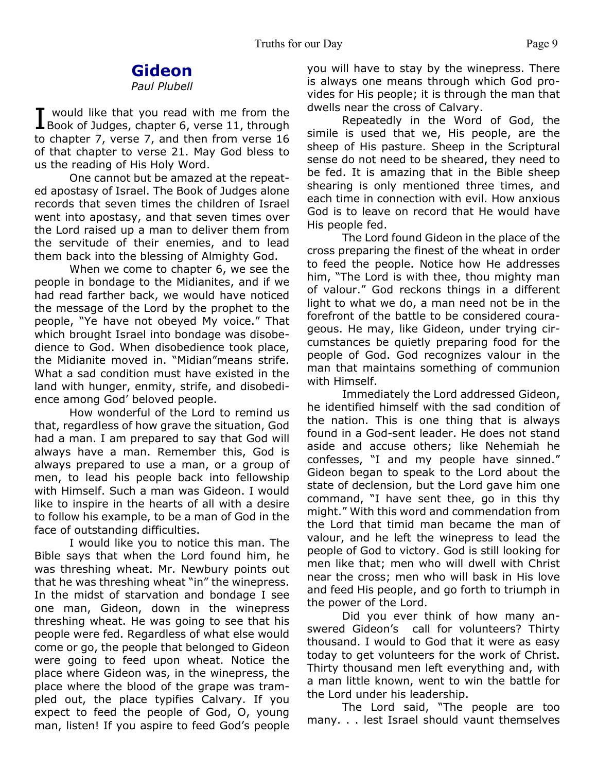# Gideon

*Paul Plubell*

I would like that you read with me from the Book of Judges, chapter 6, verse 11, through to chapter 7, verse 7, and then from verse 16 of that chapter to verse 21. May God bless to us the reading of His Holy Word.

One cannot but be amazed at the repeated apostasy of Israel. The Book of Judges alone records that seven times the children of Israel went into apostasy, and that seven times over the Lord raised up a man to deliver them from the servitude of their enemies, and to lead them back into the blessing of Almighty God.

When we come to chapter 6, we see the people in bondage to the Midianites, and if we had read farther back, we would have noticed the message of the Lord by the prophet to the people, "Ye have not obeyed My voice." That which brought Israel into bondage was disobedience to God. When disobedience took place, the Midianite moved in. "Midian"means strife. What a sad condition must have existed in the land with hunger, enmity, strife, and disobedience among God' beloved people.

How wonderful of the Lord to remind us that, regardless of how grave the situation, God had a man. I am prepared to say that God will always have a man. Remember this, God is always prepared to use a man, or a group of men, to lead his people back into fellowship with Himself. Such a man was Gideon. I would like to inspire in the hearts of all with a desire to follow his example, to be a man of God in the face of outstanding difficulties.

I would like you to notice this man. The Bible says that when the Lord found him, he was threshing wheat. Mr. Newbury points out that he was threshing wheat "in" the winepress. In the midst of starvation and bondage I see one man, Gideon, down in the winepress threshing wheat. He was going to see that his people were fed. Regardless of what else would come or go, the people that belonged to Gideon were going to feed upon wheat. Notice the place where Gideon was, in the winepress, the place where the blood of the grape was trampled out, the place typifies Calvary. If you expect to feed the people of God, O, young man, listen! If you aspire to feed God's people you will have to stay by the winepress. There is always one means through which God provides for His people; it is through the man that dwells near the cross of Calvary.

Repeatedly in the Word of God, the simile is used that we, His people, are the sheep of His pasture. Sheep in the Scriptural sense do not need to be sheared, they need to be fed. It is amazing that in the Bible sheep shearing is only mentioned three times, and each time in connection with evil. How anxious God is to leave on record that He would have His people fed.

The Lord found Gideon in the place of the cross preparing the finest of the wheat in order to feed the people. Notice how He addresses him, "The Lord is with thee, thou mighty man of valour." God reckons things in a different light to what we do, a man need not be in the forefront of the battle to be considered courageous. He may, like Gideon, under trying circumstances be quietly preparing food for the people of God. God recognizes valour in the man that maintains something of communion with Himself.

Immediately the Lord addressed Gideon, he identified himself with the sad condition of the nation. This is one thing that is always found in a God-sent leader. He does not stand aside and accuse others; like Nehemiah he confesses, "I and my people have sinned." Gideon began to speak to the Lord about the state of declension, but the Lord gave him one command, "I have sent thee, go in this thy might." With this word and commendation from the Lord that timid man became the man of valour, and he left the winepress to lead the people of God to victory. God is still looking for men like that; men who will dwell with Christ near the cross; men who will bask in His love and feed His people, and go forth to triumph in the power of the Lord.

Did you ever think of how many answered Gideon's call for volunteers? Thirty thousand. I would to God that it were as easy today to get volunteers for the work of Christ. Thirty thousand men left everything and, with a man little known, went to win the battle for the Lord under his leadership.

The Lord said, "The people are too many. . . lest Israel should vaunt themselves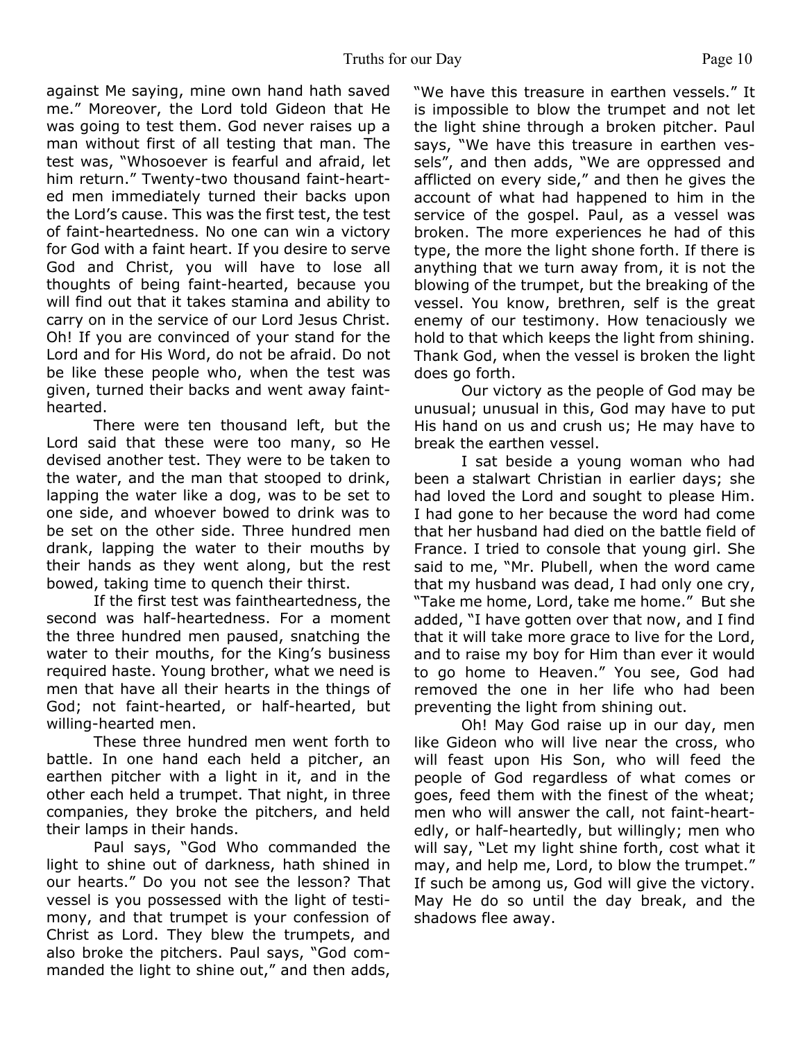against Me saying, mine own hand hath saved me." Moreover, the Lord told Gideon that He was going to test them. God never raises up a man without first of all testing that man. The test was, "Whosoever is fearful and afraid, let him return." Twenty-two thousand faint-hearted men immediately turned their backs upon the Lord's cause. This was the first test, the test of faint-heartedness. No one can win a victory for God with a faint heart. If you desire to serve God and Christ, you will have to lose all thoughts of being faint-hearted, because you will find out that it takes stamina and ability to carry on in the service of our Lord Jesus Christ. Oh! If you are convinced of your stand for the Lord and for His Word, do not be afraid. Do not be like these people who, when the test was given, turned their backs and went away faint-hearted.

There were ten thousand left, but the Lord said that these were too many, so He devised another test. They were to be taken to the water, and the man that stooped to drink, lapping the water like a dog, was to be set to one side, and whoever bowed to drink was to be set on the other side. Three hundred men drank, lapping the water to their mouths by their hands as they went along, but the rest bowed, taking time to quench their thirst.

If the first test was faintheartedness, the second was half-heartedness. For a moment the three hundred men paused, snatching the water to their mouths, for the King's business required haste. Young brother, what we need is men that have all their hearts in the things of God; not faint-hearted, or half-hearted, but willing-hearted men.

These three hundred men went forth to battle. In one hand each held a pitcher, an earthen pitcher with a light in it, and in the other each held a trumpet. That night, in three companies, they broke the pitchers, and held their lamps in their hands.

Paul says, "God Who commanded the light to shine out of darkness, hath shined in our hearts." Do you not see the lesson? That vessel is you possessed with the light of testimony, and that trumpet is your confession of Christ as Lord. They blew the trumpets, and also broke the pitchers. Paul says, "God commanded the light to shine out," and then adds, "We have this treasure in earthen vessels." It is impossible to blow the trumpet and not let the light shine through a broken pitcher. Paul says, "We have this treasure in earthen vessels", and then adds, "We are oppressed and afflicted on every side," and then he gives the account of what had happened to him in the service of the gospel. Paul, as a vessel was broken. The more experiences he had of this type, the more the light shone forth. If there is anything that we turn away from, it is not the blowing of the trumpet, but the breaking of the vessel. You know, brethren, self is the great enemy of our testimony. How tenaciously we hold to that which keeps the light from shining. Thank God, when the vessel is broken the light does go forth.

Our victory as the people of God may be unusual; unusual in this, God may have to put His hand on us and crush us; He may have to break the earthen vessel.

I sat beside a young woman who had been a stalwart Christian in earlier days; she had loved the Lord and sought to please Him. I had gone to her because the word had come that her husband had died on the battle field of France. I tried to console that young girl. She said to me, "Mr. Plubell, when the word came that my husband was dead, I had only one cry, "Take me home, Lord, take me home." But she added, "I have gotten over that now, and I find that it will take more grace to live for the Lord, and to raise my boy for Him than ever it would to go home to Heaven." You see, God had removed the one in her life who had been preventing the light from shining out.

Oh! May God raise up in our day, men like Gideon who will live near the cross, who will feast upon His Son, who will feed the people of God regardless of what comes or goes, feed them with the finest of the wheat; men who will answer the call, not faint-heartedly, or half-heartedly, but willingly; men who will say, "Let my light shine forth, cost what it may, and help me, Lord, to blow the trumpet." If such be among us, God will give the victory. May He do so until the day break, and the shadows flee away.